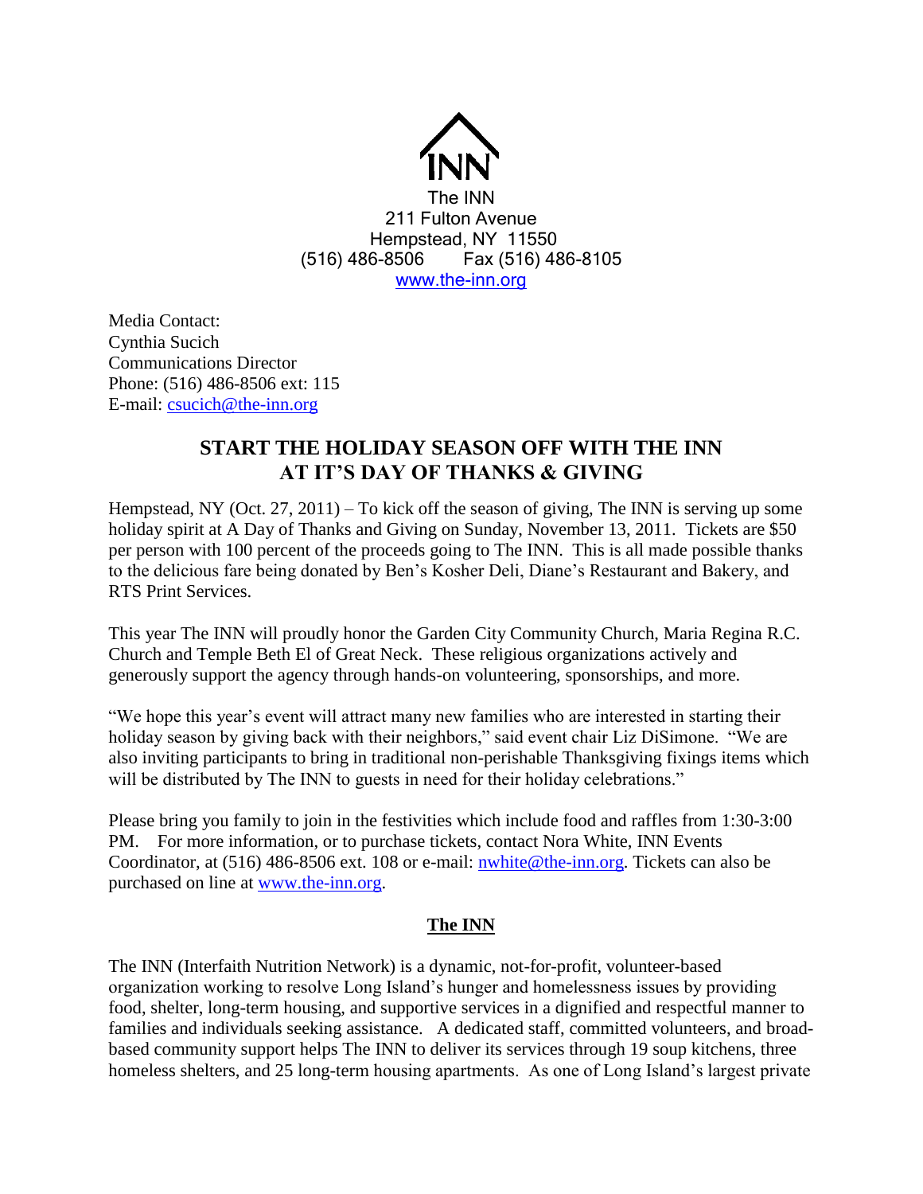INN

The INN
211 Fulton Avenue
Hempstead, NY 11550
(516) 486-8506     Fax (516) 486-8105
www.the-inn.org

Media Contact:
Cynthia Sucich
Communications Director
Phone: (516) 486-8506 ext: 115
E-mail: csucich@the-inn.org

# START THE HOLIDAY SEASON OFF WITH THE INN AT IT'S DAY OF THANKS & GIVING

Hempstead, NY (Oct. 27, 2011) – To kick off the season of giving, The INN is serving up some holiday spirit at A Day of Thanks and Giving on Sunday, November 13, 2011. Tickets are $50 per person with 100 percent of the proceeds going to The INN. This is all made possible thanks to the delicious fare being donated by Ben's Kosher Deli, Diane's Restaurant and Bakery, and RTS Print Services.

This year The INN will proudly honor the Garden City Community Church, Maria Regina R.C. Church and Temple Beth El of Great Neck. These religious organizations actively and generously support the agency through hands-on volunteering, sponsorships, and more.

"We hope this year's event will attract many new families who are interested in starting their holiday season by giving back with their neighbors," said event chair Liz DiSimone. "We are also inviting participants to bring in traditional non-perishable Thanksgiving fixings items which will be distributed by The INN to guests in need for their holiday celebrations."

Please bring you family to join in the festivities which include food and raffles from 1:30-3:00 PM. For more information, or to purchase tickets, contact Nora White, INN Events Coordinator, at (516) 486-8506 ext. 108 or e-mail: nwhite@the-inn.org. Tickets can also be purchased on line at www.the-inn.org.

## The INN

The INN (Interfaith Nutrition Network) is a dynamic, not-for-profit, volunteer-based organization working to resolve Long Island's hunger and homelessness issues by providing food, shelter, long-term housing, and supportive services in a dignified and respectful manner to families and individuals seeking assistance. A dedicated staff, committed volunteers, and broad-based community support helps The INN to deliver its services through 19 soup kitchens, three homeless shelters, and 25 long-term housing apartments. As one of Long Island's largest private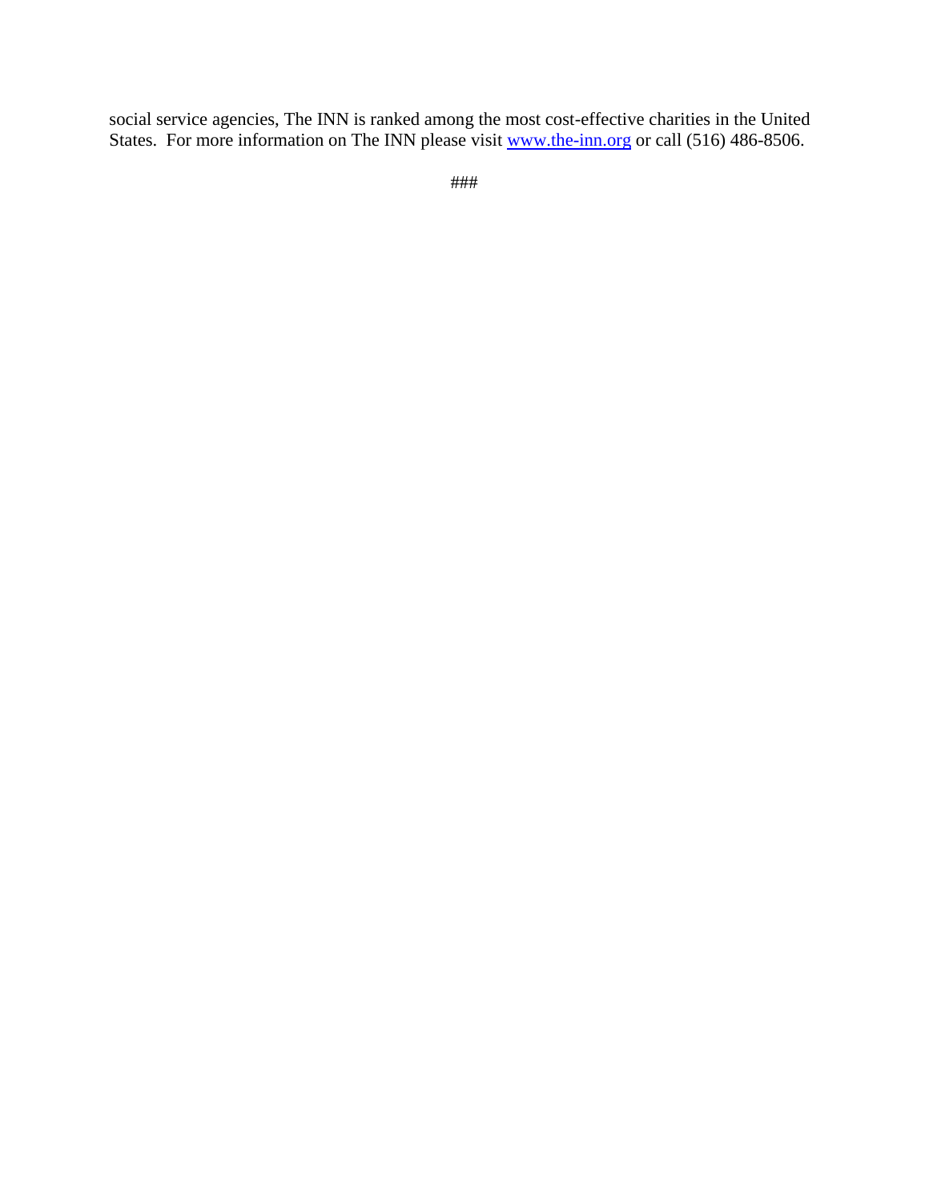social service agencies, The INN is ranked among the most cost-effective charities in the United States. For more information on The INN please visit [www.the-inn.org](http://www.the-inn.org) or call (516) 486-8506.

###